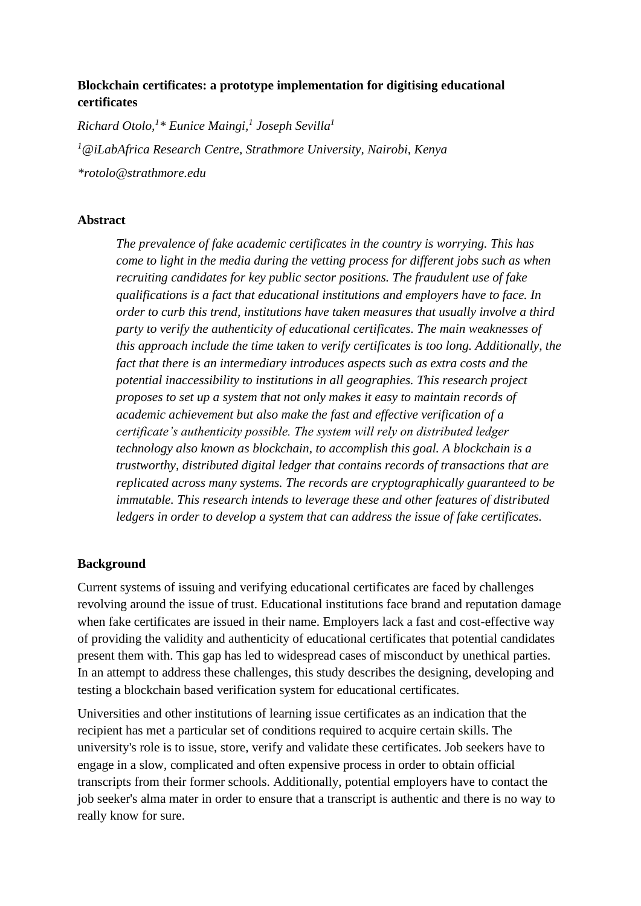**Blockchain certificates: a prototype implementation for digitising educational certificates**

*Richard Otolo,[1]\* Eunice Maingi,[1] Joseph Sevilla[1]*

*[1]@iLabAfrica Research Centre, Strathmore University, Nairobi, Kenya*

*\*rotolo@strathmore.edu*

**Abstract**

> *The prevalence of fake academic certificates in the country is worrying. This has come to light in the media during the vetting process for different jobs such as when recruiting candidates for key public sector positions. The fraudulent use of fake qualifications is a fact that educational institutions and employers have to face. In order to curb this trend, institutions have taken measures that usually involve a third party to verify the authenticity of educational certificates. The main weaknesses of this approach include the time taken to verify certificates is too long. Additionally, the fact that there is an intermediary introduces aspects such as extra costs and the potential inaccessibility to institutions in all geographies. This research project proposes to set up a system that not only makes it easy to maintain records of academic achievement but also make the fast and effective verification of a certificate's authenticity possible. The system will rely on distributed ledger technology also known as blockchain, to accomplish this goal. A blockchain is a trustworthy, distributed digital ledger that contains records of transactions that are replicated across many systems. The records are cryptographically guaranteed to be immutable. This research intends to leverage these and other features of distributed ledgers in order to develop a system that can address the issue of fake certificates.*

**Background**

Current systems of issuing and verifying educational certificates are faced by challenges revolving around the issue of trust. Educational institutions face brand and reputation damage when fake certificates are issued in their name. Employers lack a fast and cost-effective way of providing the validity and authenticity of educational certificates that potential candidates present them with. This gap has led to widespread cases of misconduct by unethical parties. In an attempt to address these challenges, this study describes the designing, developing and testing a blockchain based verification system for educational certificates.

Universities and other institutions of learning issue certificates as an indication that the recipient has met a particular set of conditions required to acquire certain skills. The university's role is to issue, store, verify and validate these certificates. Job seekers have to engage in a slow, complicated and often expensive process in order to obtain official transcripts from their former schools. Additionally, potential employers have to contact the job seeker's alma mater in order to ensure that a transcript is authentic and there is no way to really know for sure.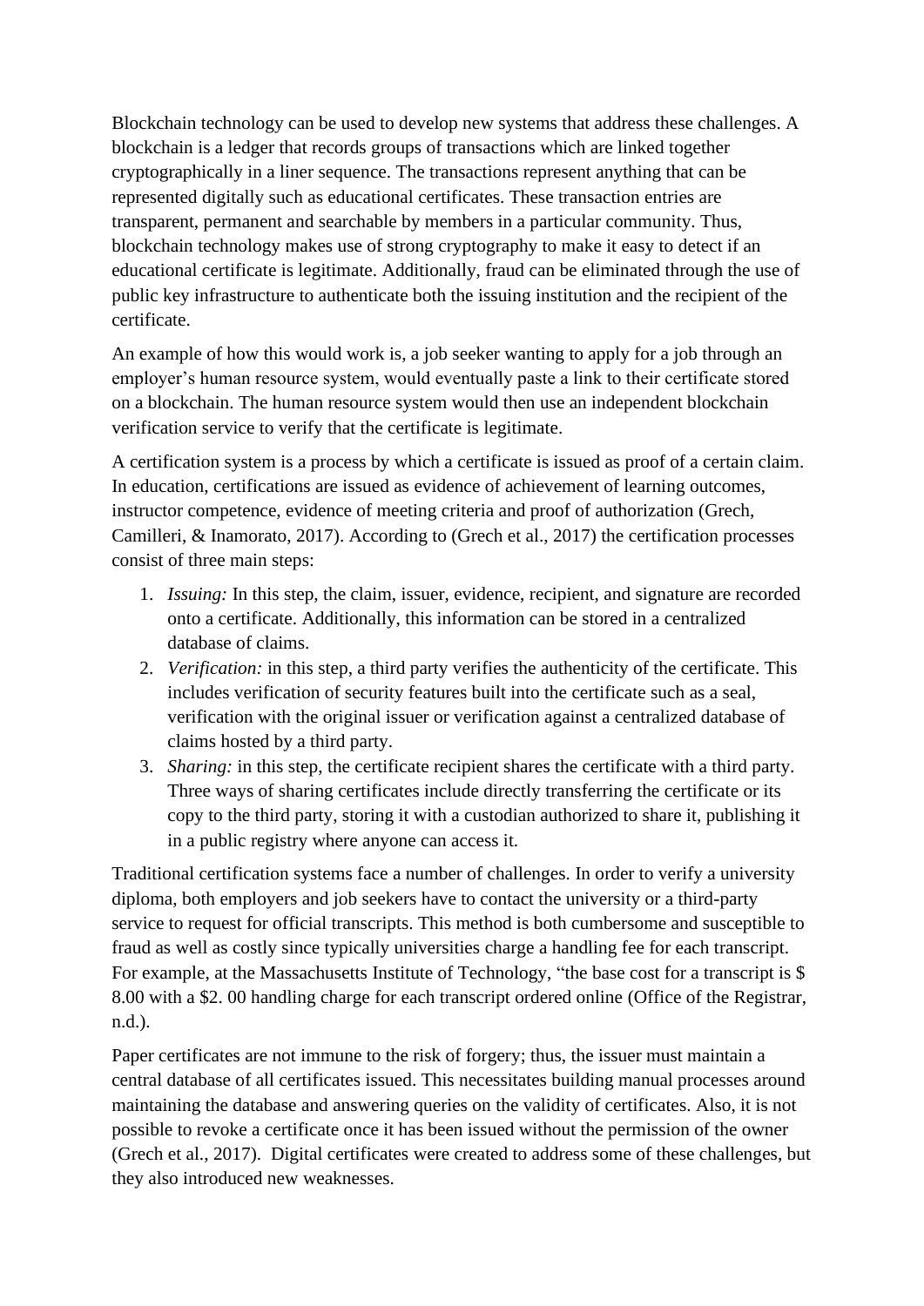Blockchain technology can be used to develop new systems that address these challenges. A blockchain is a ledger that records groups of transactions which are linked together cryptographically in a liner sequence. The transactions represent anything that can be represented digitally such as educational certificates. These transaction entries are transparent, permanent and searchable by members in a particular community. Thus, blockchain technology makes use of strong cryptography to make it easy to detect if an educational certificate is legitimate. Additionally, fraud can be eliminated through the use of public key infrastructure to authenticate both the issuing institution and the recipient of the certificate.

An example of how this would work is, a job seeker wanting to apply for a job through an employer's human resource system, would eventually paste a link to their certificate stored on a blockchain. The human resource system would then use an independent blockchain verification service to verify that the certificate is legitimate.

A certification system is a process by which a certificate is issued as proof of a certain claim. In education, certifications are issued as evidence of achievement of learning outcomes, instructor competence, evidence of meeting criteria and proof of authorization (Grech, Camilleri, & Inamorato, 2017). According to (Grech et al., 2017) the certification processes consist of three main steps:

1. *Issuing:* In this step, the claim, issuer, evidence, recipient, and signature are recorded onto a certificate. Additionally, this information can be stored in a centralized database of claims.
2. *Verification:* in this step, a third party verifies the authenticity of the certificate. This includes verification of security features built into the certificate such as a seal, verification with the original issuer or verification against a centralized database of claims hosted by a third party.
3. *Sharing:* in this step, the certificate recipient shares the certificate with a third party. Three ways of sharing certificates include directly transferring the certificate or its copy to the third party, storing it with a custodian authorized to share it, publishing it in a public registry where anyone can access it.

Traditional certification systems face a number of challenges. In order to verify a university diploma, both employers and job seekers have to contact the university or a third-party service to request for official transcripts. This method is both cumbersome and susceptible to fraud as well as costly since typically universities charge a handling fee for each transcript. For example, at the Massachusetts Institute of Technology, "the base cost for a transcript is $ 8.00 with a $2. 00 handling charge for each transcript ordered online (Office of the Registrar, n.d.).

Paper certificates are not immune to the risk of forgery; thus, the issuer must maintain a central database of all certificates issued. This necessitates building manual processes around maintaining the database and answering queries on the validity of certificates. Also, it is not possible to revoke a certificate once it has been issued without the permission of the owner (Grech et al., 2017). Digital certificates were created to address some of these challenges, but they also introduced new weaknesses.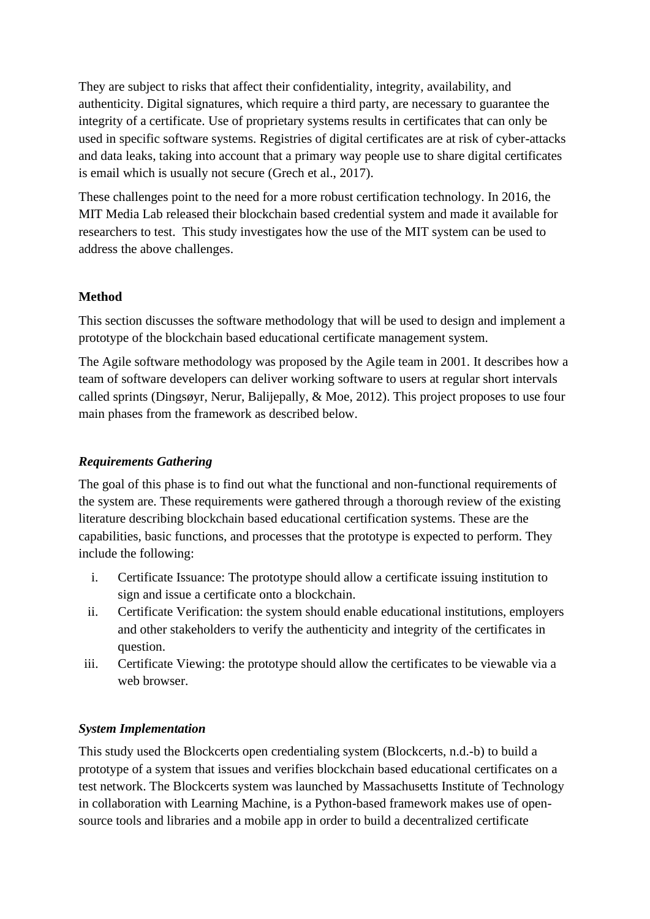They are subject to risks that affect their confidentiality, integrity, availability, and authenticity. Digital signatures, which require a third party, are necessary to guarantee the integrity of a certificate. Use of proprietary systems results in certificates that can only be used in specific software systems. Registries of digital certificates are at risk of cyber-attacks and data leaks, taking into account that a primary way people use to share digital certificates is email which is usually not secure (Grech et al., 2017).

These challenges point to the need for a more robust certification technology. In 2016, the MIT Media Lab released their blockchain based credential system and made it available for researchers to test. This study investigates how the use of the MIT system can be used to address the above challenges.

## Method

This section discusses the software methodology that will be used to design and implement a prototype of the blockchain based educational certificate management system.

The Agile software methodology was proposed by the Agile team in 2001. It describes how a team of software developers can deliver working software to users at regular short intervals called sprints (Dingsøyr, Nerur, Balijepally, & Moe, 2012). This project proposes to use four main phases from the framework as described below.

### *Requirements Gathering*

The goal of this phase is to find out what the functional and non-functional requirements of the system are. These requirements were gathered through a thorough review of the existing literature describing blockchain based educational certification systems. These are the capabilities, basic functions, and processes that the prototype is expected to perform. They include the following:

i. Certificate Issuance: The prototype should allow a certificate issuing institution to sign and issue a certificate onto a blockchain.
ii. Certificate Verification: the system should enable educational institutions, employers and other stakeholders to verify the authenticity and integrity of the certificates in question.
iii. Certificate Viewing: the prototype should allow the certificates to be viewable via a web browser.

### *System Implementation*

This study used the Blockcerts open credentialing system (Blockcerts, n.d.-b) to build a prototype of a system that issues and verifies blockchain based educational certificates on a test network. The Blockcerts system was launched by Massachusetts Institute of Technology in collaboration with Learning Machine, is a Python-based framework makes use of open-source tools and libraries and a mobile app in order to build a decentralized certificate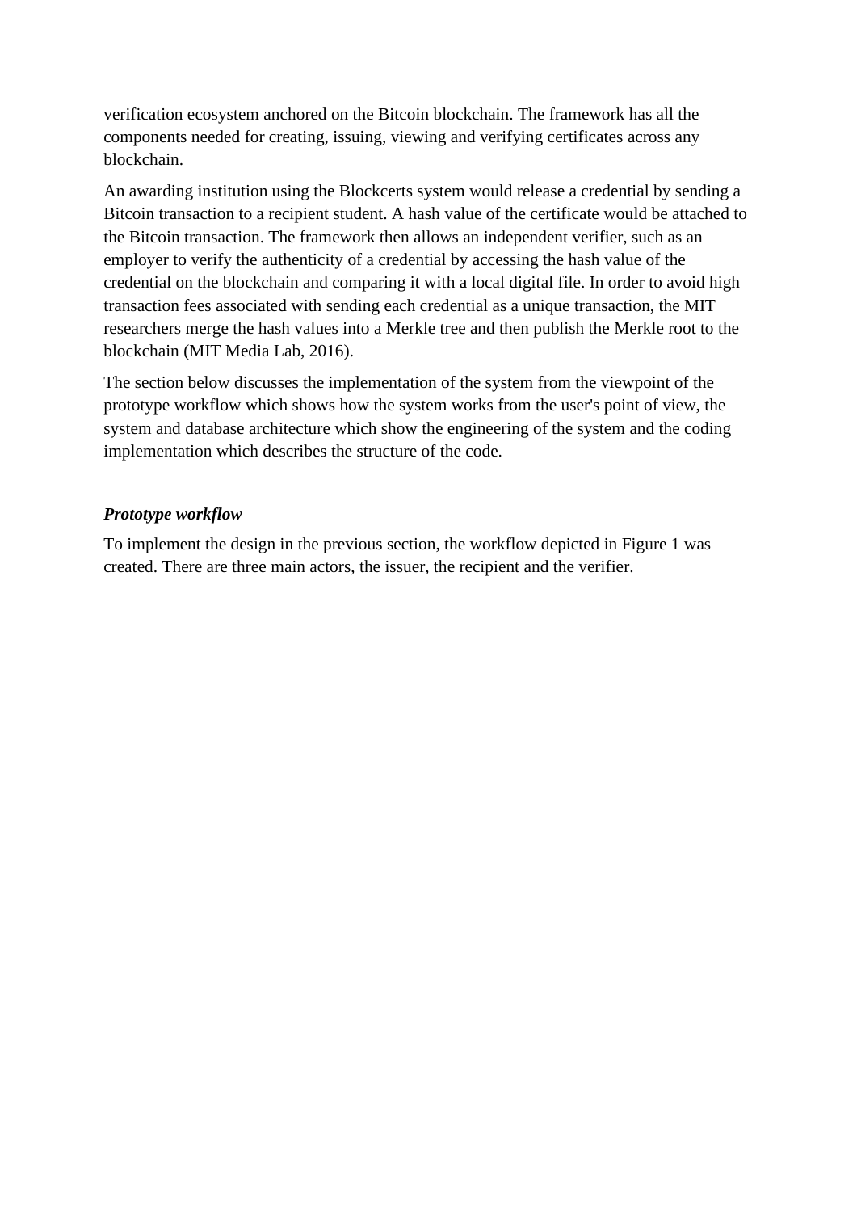verification ecosystem anchored on the Bitcoin blockchain. The framework has all the components needed for creating, issuing, viewing and verifying certificates across any blockchain.

An awarding institution using the Blockcerts system would release a credential by sending a Bitcoin transaction to a recipient student. A hash value of the certificate would be attached to the Bitcoin transaction. The framework then allows an independent verifier, such as an employer to verify the authenticity of a credential by accessing the hash value of the credential on the blockchain and comparing it with a local digital file. In order to avoid high transaction fees associated with sending each credential as a unique transaction, the MIT researchers merge the hash values into a Merkle tree and then publish the Merkle root to the blockchain (MIT Media Lab, 2016).

The section below discusses the implementation of the system from the viewpoint of the prototype workflow which shows how the system works from the user's point of view, the system and database architecture which show the engineering of the system and the coding implementation which describes the structure of the code.

***Prototype workflow***

To implement the design in the previous section, the workflow depicted in Figure 1 was created. There are three main actors, the issuer, the recipient and the verifier.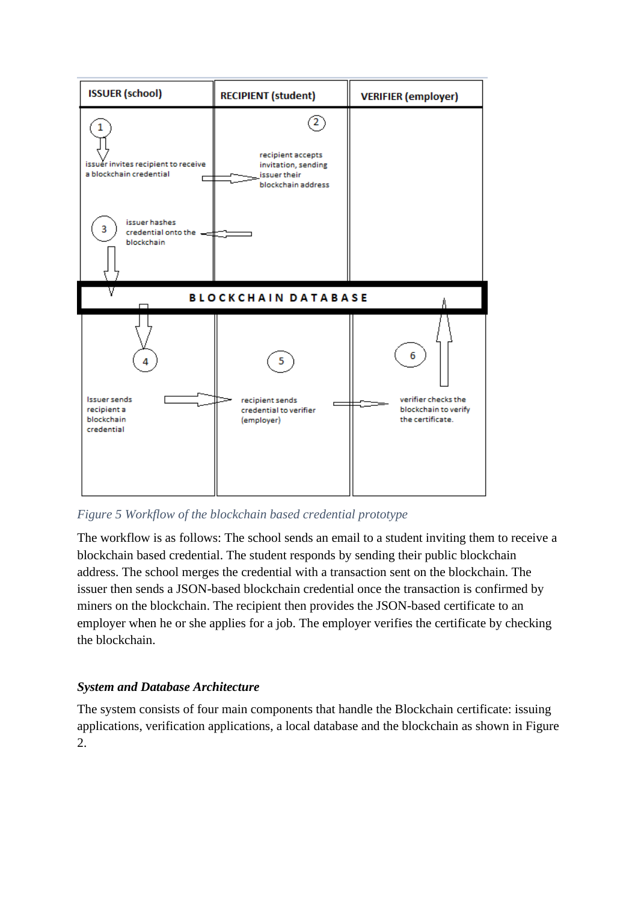Figure 5 Workflow of the blockchain based credential prototype

The workflow is as follows: The school sends an email to a student inviting them to receive a blockchain based credential. The student responds by sending their public blockchain address. The school merges the credential with a transaction sent on the blockchain. The issuer then sends a JSON-based blockchain credential once the transaction is confirmed by miners on the blockchain. The recipient then provides the JSON-based certificate to an employer when he or she applies for a job. The employer verifies the certificate by checking the blockchain.

### *System and Database Architecture*

The system consists of four main components that handle the Blockchain certificate: issuing applications, verification applications, a local database and the blockchain as shown in Figure 2.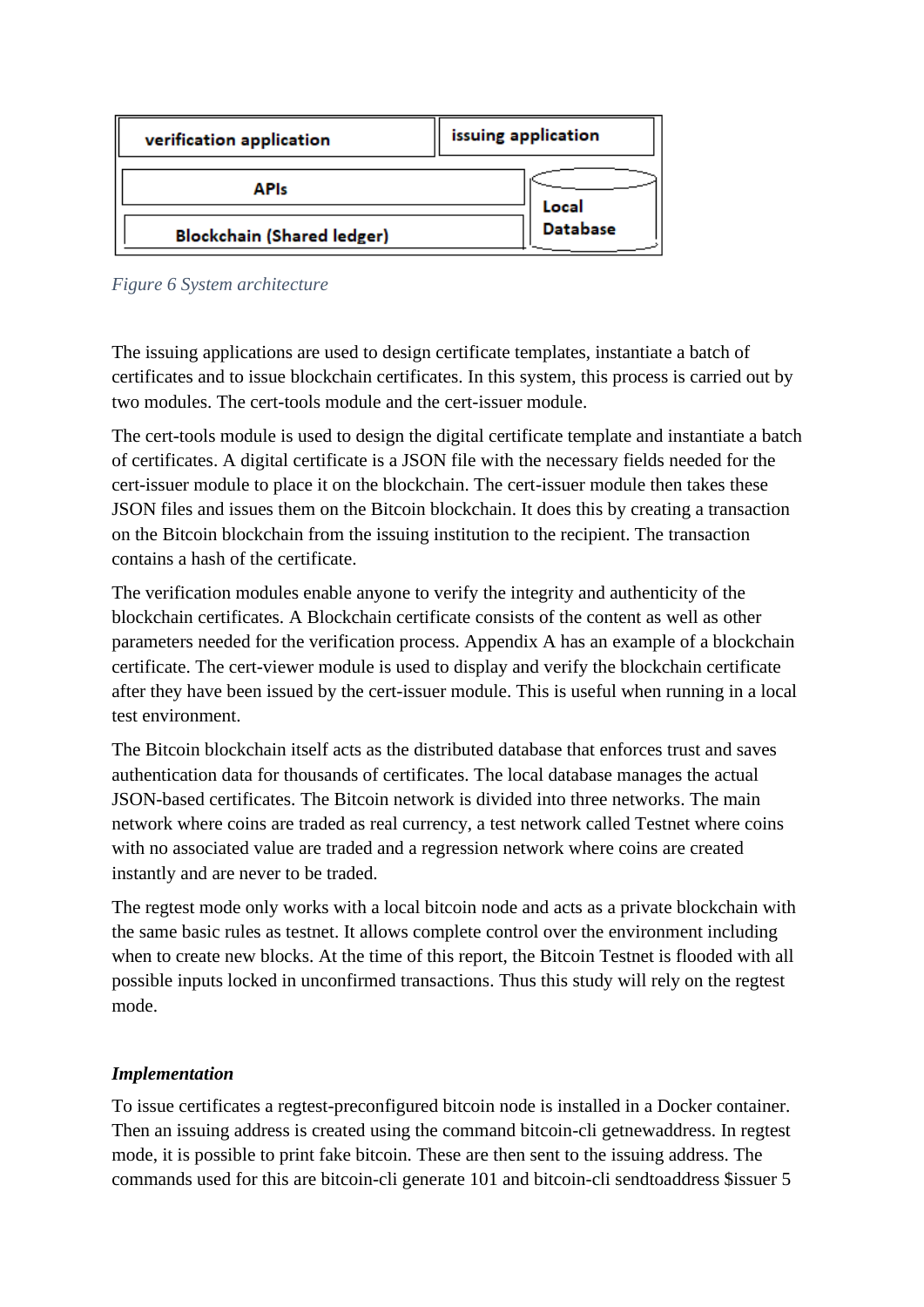| verification application | issuing application |
| --- | --- |
| APIs | Local Database |
| Blockchain (Shared ledger) | |

*Figure 6 System architecture*

The issuing applications are used to design certificate templates, instantiate a batch of certificates and to issue blockchain certificates. In this system, this process is carried out by two modules. The cert-tools module and the cert-issuer module.

The cert-tools module is used to design the digital certificate template and instantiate a batch of certificates. A digital certificate is a JSON file with the necessary fields needed for the cert-issuer module to place it on the blockchain. The cert-issuer module then takes these JSON files and issues them on the Bitcoin blockchain. It does this by creating a transaction on the Bitcoin blockchain from the issuing institution to the recipient. The transaction contains a hash of the certificate.

The verification modules enable anyone to verify the integrity and authenticity of the blockchain certificates. A Blockchain certificate consists of the content as well as other parameters needed for the verification process. Appendix A has an example of a blockchain certificate. The cert-viewer module is used to display and verify the blockchain certificate after they have been issued by the cert-issuer module. This is useful when running in a local test environment.

The Bitcoin blockchain itself acts as the distributed database that enforces trust and saves authentication data for thousands of certificates. The local database manages the actual JSON-based certificates. The Bitcoin network is divided into three networks. The main network where coins are traded as real currency, a test network called Testnet where coins with no associated value are traded and a regression network where coins are created instantly and are never to be traded.

The regtest mode only works with a local bitcoin node and acts as a private blockchain with the same basic rules as testnet. It allows complete control over the environment including when to create new blocks. At the time of this report, the Bitcoin Testnet is flooded with all possible inputs locked in unconfirmed transactions. Thus this study will rely on the regtest mode.

***Implementation***

To issue certificates a regtest-preconfigured bitcoin node is installed in a Docker container. Then an issuing address is created using the command bitcoin-cli getnewaddress. In regtest mode, it is possible to print fake bitcoin. These are then sent to the issuing address. The commands used for this are bitcoin-cli generate 101 and bitcoin-cli sendtoaddress $issuer 5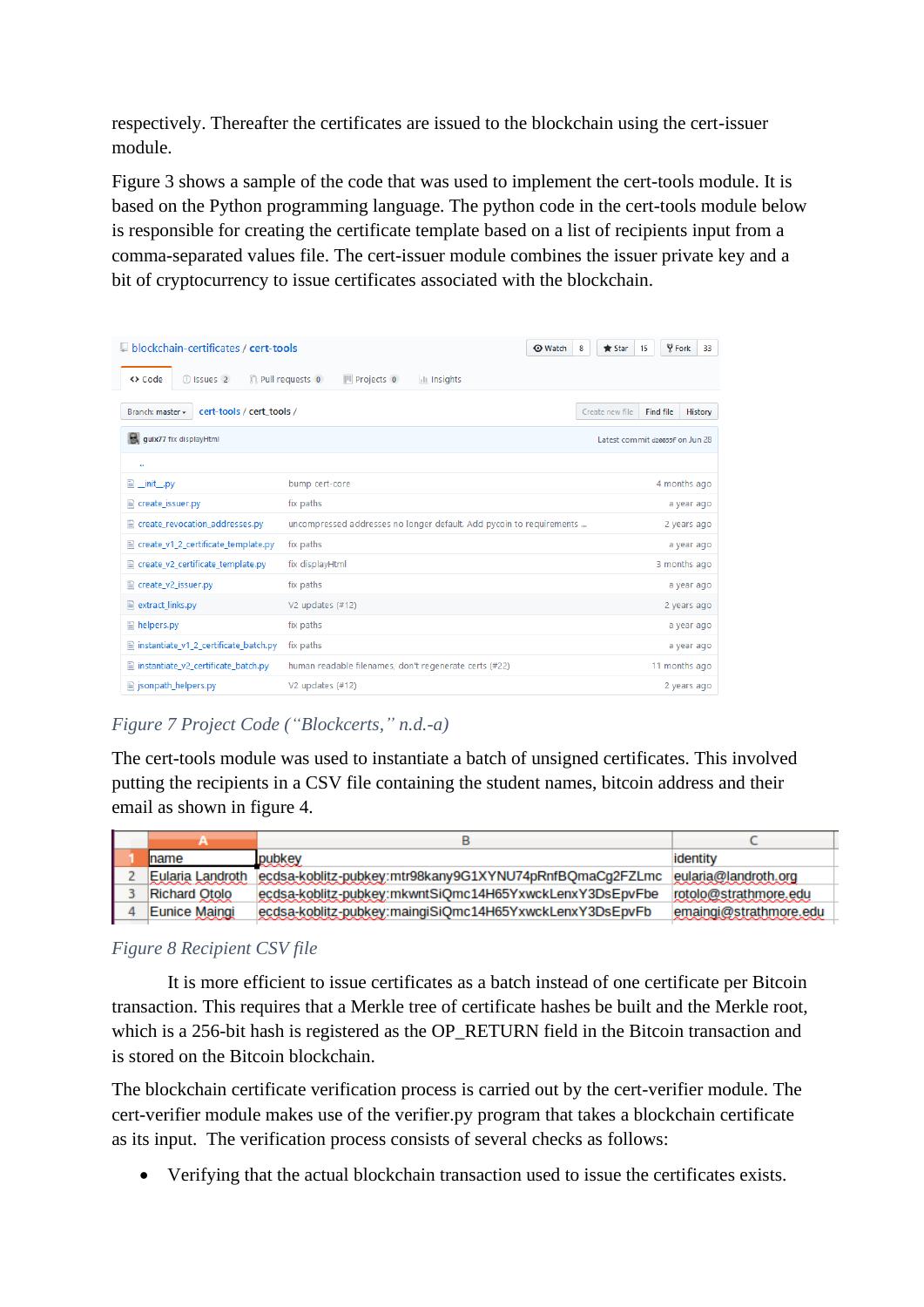respectively. Thereafter the certificates are issued to the blockchain using the cert-issuer module.

Figure 3 shows a sample of the code that was used to implement the cert-tools module. It is based on the Python programming language. The python code in the cert-tools module below is responsible for creating the certificate template based on a list of recipients input from a comma-separated values file. The cert-issuer module combines the issuer private key and a bit of cryptocurrency to issue certificates associated with the blockchain.

*Figure 7 Project Code ("Blockcerts," n.d.-a)*

The cert-tools module was used to instantiate a batch of unsigned certificates. This involved putting the recipients in a CSV file containing the student names, bitcoin address and their email as shown in figure 4.

| | A | B | C |
|---|---|---|---|
| 1 | name | pubkey | identity |
| 2 | Eularia Landroth | ecdsa-koblitz-pubkey:mtr98kany9G1XYNU74pRnfBQmaCg2FZLmc | eularia@landroth.org |
| 3 | Richard Otolo | ecdsa-koblitz-pubkey:mkwntSiQmc14H65YxwckLenxY3DsEpvFbe | rotolo@strathmore.edu |
| 4 | Eunice Maingi | ecdsa-koblitz-pubkey:maingiSiQmc14H65YxwckLenxY3DsEpvFb | emaingi@strathmore.edu |

*Figure 8 Recipient CSV file*

It is more efficient to issue certificates as a batch instead of one certificate per Bitcoin transaction. This requires that a Merkle tree of certificate hashes be built and the Merkle root, which is a 256-bit hash is registered as the OP_RETURN field in the Bitcoin transaction and is stored on the Bitcoin blockchain.

The blockchain certificate verification process is carried out by the cert-verifier module. The cert-verifier module makes use of the verifier.py program that takes a blockchain certificate as its input. The verification process consists of several checks as follows:

- Verifying that the actual blockchain transaction used to issue the certificates exists.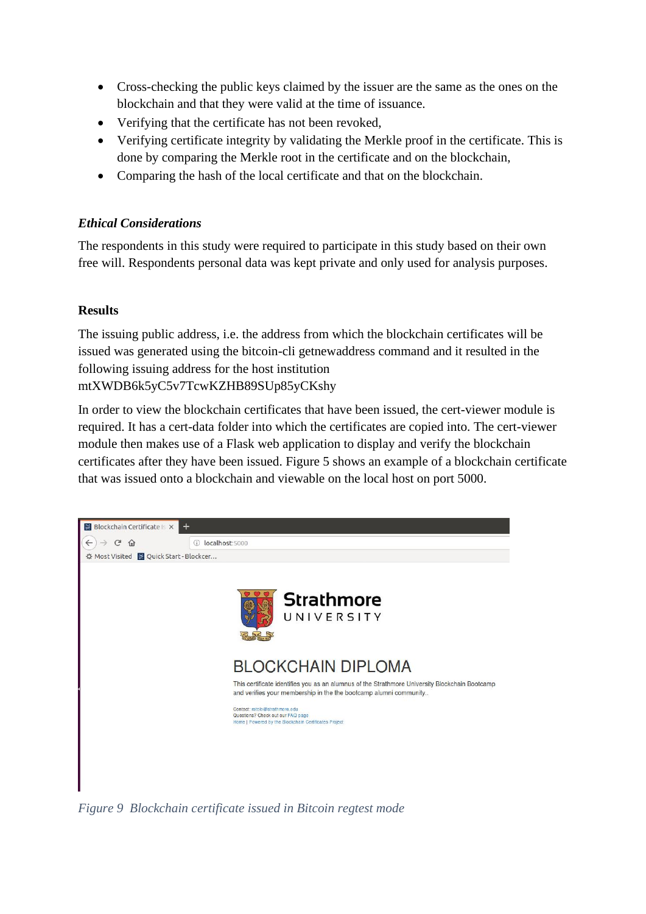- Cross-checking the public keys claimed by the issuer are the same as the ones on the blockchain and that they were valid at the time of issuance.
- Verifying that the certificate has not been revoked,
- Verifying certificate integrity by validating the Merkle proof in the certificate. This is done by comparing the Merkle root in the certificate and on the blockchain,
- Comparing the hash of the local certificate and that on the blockchain.

### *Ethical Considerations*

The respondents in this study were required to participate in this study based on their own free will. Respondents personal data was kept private and only used for analysis purposes.

### Results

The issuing public address, i.e. the address from which the blockchain certificates will be issued was generated using the bitcoin-cli getnewaddress command and it resulted in the following issuing address for the host institution mtXWDB6k5yC5v7TcwKZHB89SUp85yCKshy

In order to view the blockchain certificates that have been issued, the cert-viewer module is required. It has a cert-data folder into which the certificates are copied into. The cert-viewer module then makes use of a Flask web application to display and verify the blockchain certificates after they have been issued. Figure 5 shows an example of a blockchain certificate that was issued onto a blockchain and viewable on the local host on port 5000.

*Figure 9 Blockchain certificate issued in Bitcoin regtest mode*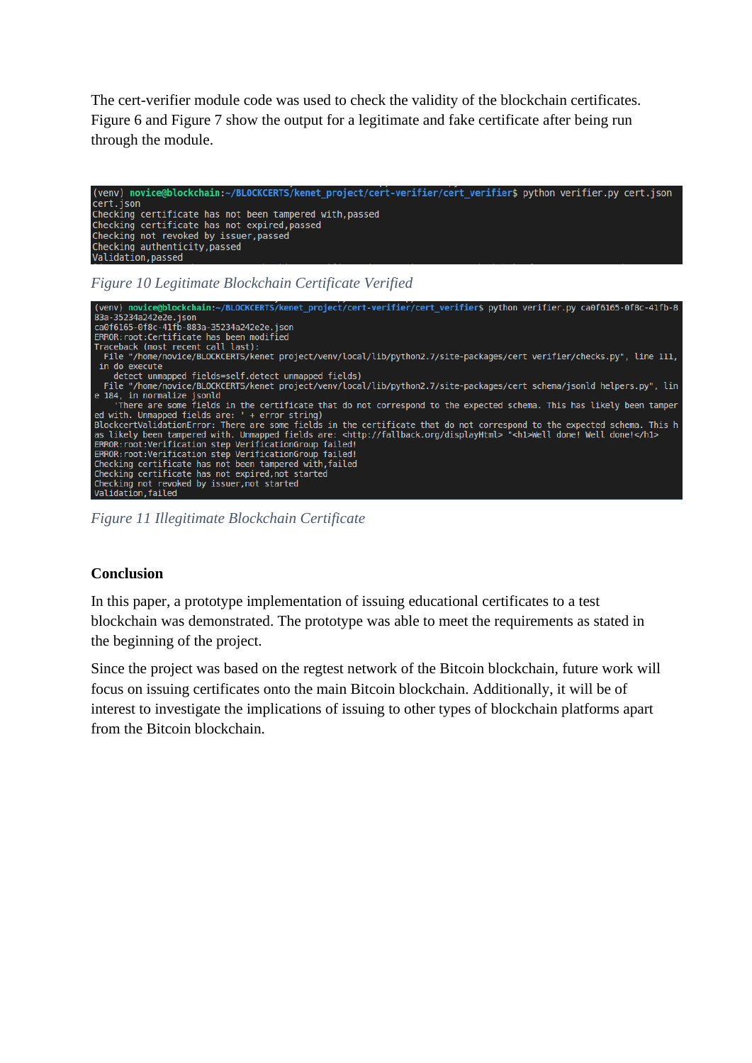The cert-verifier module code was used to check the validity of the blockchain certificates. Figure 6 and Figure 7 show the output for a legitimate and fake certificate after being run through the module.

```
(venv) novice@blockchain:~/BLOCKCERTS/kenet_project/cert-verifier/cert_verifier$ python verifier.py cert.json
cert.json
Checking certificate has not been tampered with,passed
Checking certificate has not expired,passed
Checking not revoked by issuer,passed
Checking authenticity,passed
Validation,passed
```

*Figure 10 Legitimate Blockchain Certificate Verified*

```
(venv) novice@blockchain:~/BLOCKCERTS/kenet_project/cert-verifier/cert_verifier$ python verifier.py ca0f6165-0f8c-41fb-8
83a-35234a242e2e.json
ca0f6165-0f8c-41fb-883a-35234a242e2e.json
ERROR:root:Certificate has been modified
Traceback (most recent call last):
  File "/home/novice/BLOCKCERTS/kenet project/venv/local/lib/python2.7/site-packages/cert verifier/checks.py", line 111,
 in do execute
    detect unmapped fields=self.detect unmapped fields)
  File "/home/novice/BLOCKCERTS/kenet project/venv/local/lib/python2.7/site-packages/cert schema/jsonld helpers.py", lin
e 184, in normalize jsonld
    'There are some fields in the certificate that do not correspond to the expected schema. This has likely been tamper
ed with. Unmapped fields are: ' + error string)
BlockcertValidationError: There are some fields in the certificate that do not correspond to the expected schema. This h
as likely been tampered with. Unmapped fields are: <http://fallback.org/displayHtml> "<h1>Well done! Well done!</h1>
ERROR:root:Verification step VerificationGroup failed!
ERROR:root:Verification step VerificationGroup failed!
Checking certificate has not been tampered with,failed
Checking certificate has not expired,not started
Checking not revoked by issuer,not started
Validation,failed
```

*Figure 11 Illegitimate Blockchain Certificate*

**Conclusion**

In this paper, a prototype implementation of issuing educational certificates to a test blockchain was demonstrated. The prototype was able to meet the requirements as stated in the beginning of the project.

Since the project was based on the regtest network of the Bitcoin blockchain, future work will focus on issuing certificates onto the main Bitcoin blockchain. Additionally, it will be of interest to investigate the implications of issuing to other types of blockchain platforms apart from the Bitcoin blockchain.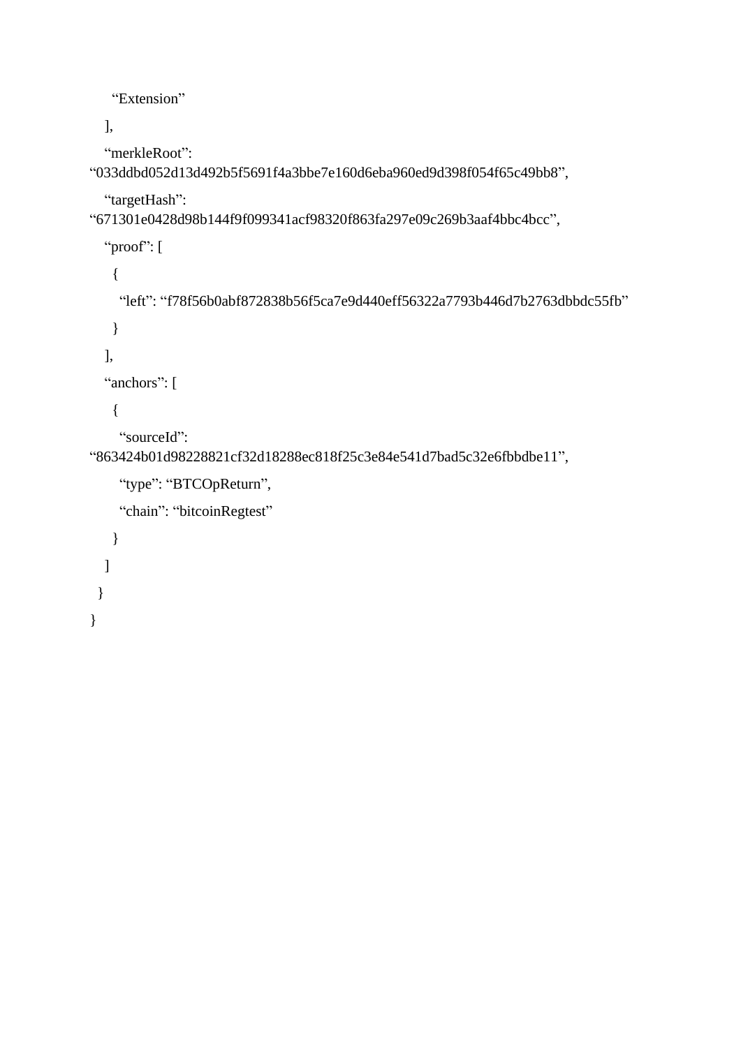```
      "Extension"
    ],
    "merkleRoot":
"033ddbd052d13d492b5f5691f4a3bbe7e160d6eba960ed9d398f054f65c49bb8",
    "targetHash":
"671301e0428d98b144f9f099341acf98320f863fa297e09c269b3aaf4bbc4bcc",
    "proof": [
      {
        "left": "f78f56b0abf872838b56f5ca7e9d440eff56322a7793b446d7b2763dbbdc55fb"
      }
    ],
    "anchors": [
      {
        "sourceId":
"863424b01d98228821cf32d18288ec818f25c3e84e541d7bad5c32e6fbbdbe11",
        "type": "BTCOpReturn",
        "chain": "bitcoinRegtest"
      }
    ]
  }
}
```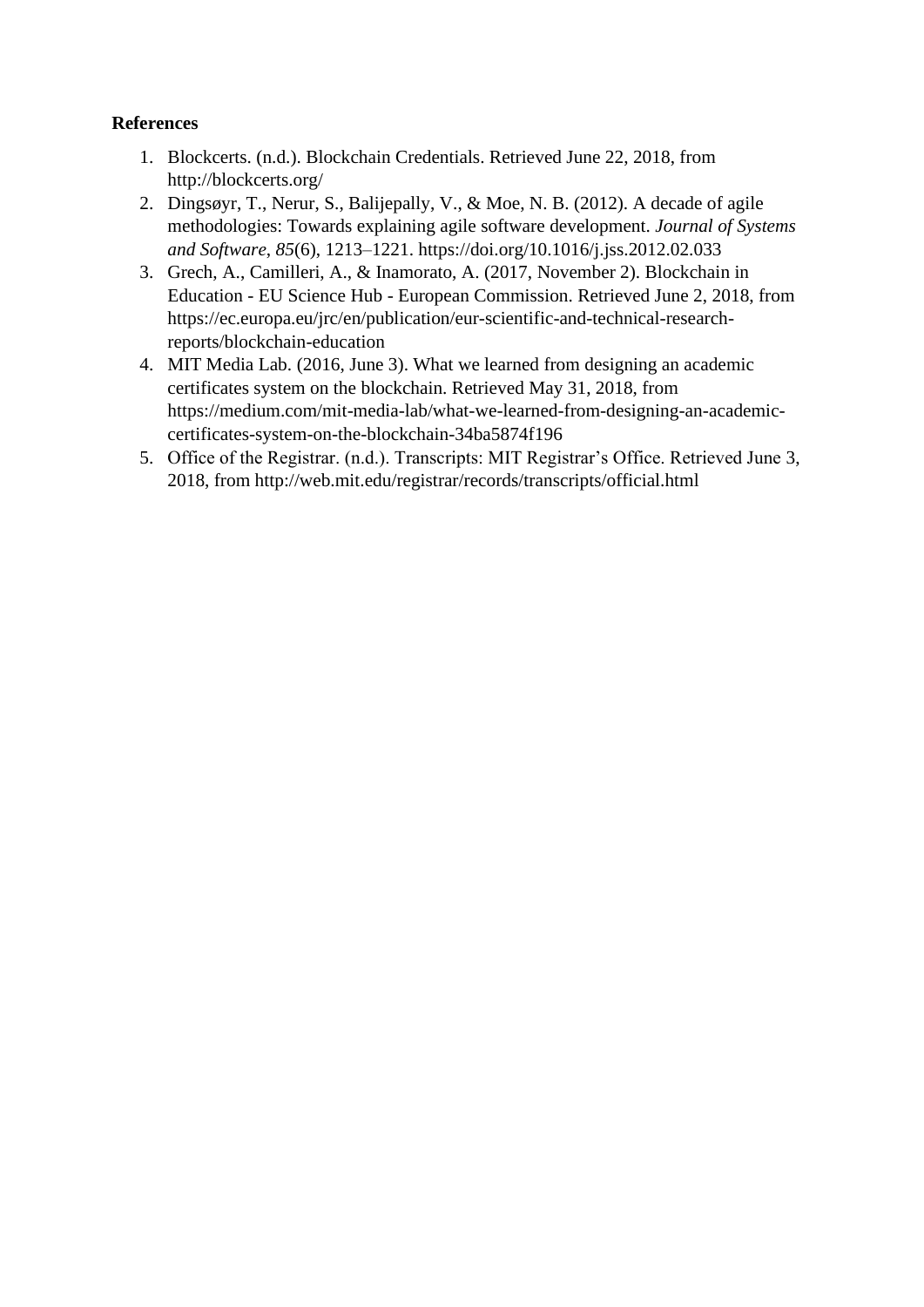**References**

1. Blockcerts. (n.d.). Blockchain Credentials. Retrieved June 22, 2018, from http://blockcerts.org/
2. Dingsøyr, T., Nerur, S., Balijepally, V., & Moe, N. B. (2012). A decade of agile methodologies: Towards explaining agile software development. *Journal of Systems and Software*, *85*(6), 1213–1221. https://doi.org/10.1016/j.jss.2012.02.033
3. Grech, A., Camilleri, A., & Inamorato, A. (2017, November 2). Blockchain in Education - EU Science Hub - European Commission. Retrieved June 2, 2018, from https://ec.europa.eu/jrc/en/publication/eur-scientific-and-technical-research-reports/blockchain-education
4. MIT Media Lab. (2016, June 3). What we learned from designing an academic certificates system on the blockchain. Retrieved May 31, 2018, from https://medium.com/mit-media-lab/what-we-learned-from-designing-an-academic-certificates-system-on-the-blockchain-34ba5874f196
5. Office of the Registrar. (n.d.). Transcripts: MIT Registrar's Office. Retrieved June 3, 2018, from http://web.mit.edu/registrar/records/transcripts/official.html